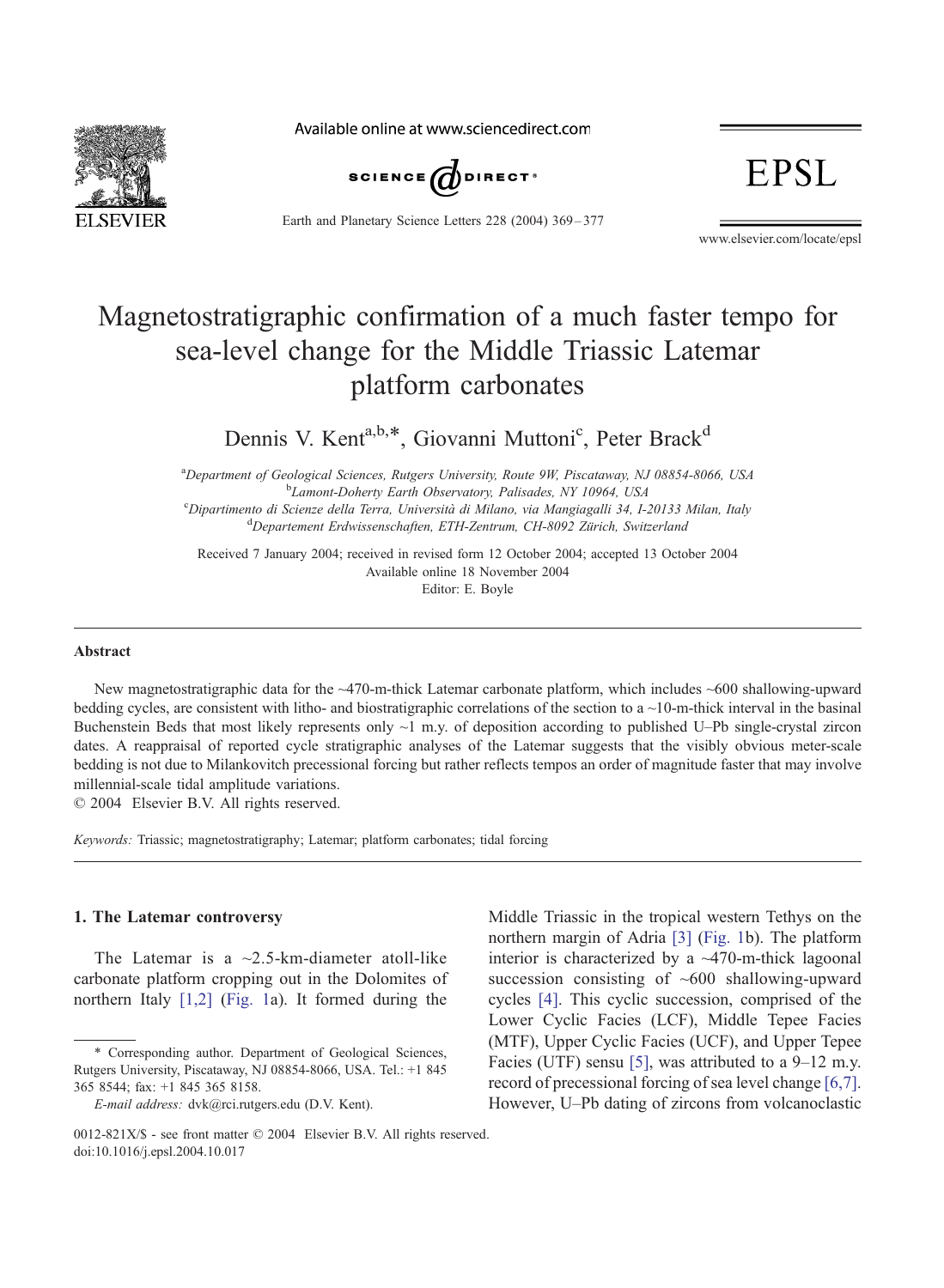# Magnetostratigraphic confirmation of a much faster tempo for sea-level change for the Middle Triassic Latemar platform carbonates

Dennis V. Kent[a,b,*], Giovanni Muttoni[c], Peter Brack[d]

[a]*Department of Geological Sciences, Rutgers University, Route 9W, Piscataway, NJ 08854-8066, USA*
[b]*Lamont-Doherty Earth Observatory, Palisades, NY 10964, USA*
[c]*Dipartimento di Scienze della Terra, Università di Milano, via Mangiagalli 34, I-20133 Milan, Italy*
[d]*Departement Erdwissenschaften, ETH-Zentrum, CH-8092 Zürich, Switzerland*

Received 7 January 2004; received in revised form 12 October 2004; accepted 13 October 2004
Available online 18 November 2004
Editor: E. Boyle

## Abstract

New magnetostratigraphic data for the ~470-m-thick Latemar carbonate platform, which includes ~600 shallowing-upward bedding cycles, are consistent with litho- and biostratigraphic correlations of the section to a ~10-m-thick interval in the basinal Buchenstein Beds that most likely represents only ~1 m.y. of deposition according to published U–Pb single-crystal zircon dates. A reappraisal of reported cycle stratigraphic analyses of the Latemar suggests that the visibly obvious meter-scale bedding is not due to Milankovitch precessional forcing but rather reflects tempos an order of magnitude faster that may involve millennial-scale tidal amplitude variations.
© 2004 Elsevier B.V. All rights reserved.

*Keywords:* Triassic; magnetostratigraphy; Latemar; platform carbonates; tidal forcing

## 1. The Latemar controversy

The Latemar is a ~2.5-km-diameter atoll-like carbonate platform cropping out in the Dolomites of northern Italy [1,2] (Fig. 1a). It formed during the Middle Triassic in the tropical western Tethys on the northern margin of Adria [3] (Fig. 1b). The platform interior is characterized by a ~470-m-thick lagoonal succession consisting of ~600 shallowing-upward cycles [4]. This cyclic succession, comprised of the Lower Cyclic Facies (LCF), Middle Tepee Facies (MTF), Upper Cyclic Facies (UCF), and Upper Tepee Facies (UTF) sensu [5], was attributed to a 9–12 m.y. record of precessional forcing of sea level change [6,7]. However, U–Pb dating of zircons from volcanoclastic

* Corresponding author. Department of Geological Sciences, Rutgers University, Piscataway, NJ 08854-8066, USA. Tel.: +1 845 365 8544; fax: +1 845 365 8158.
*E-mail address:* dvk@rci.rutgers.edu (D.V. Kent).

0012-821X/$ - see front matter © 2004 Elsevier B.V. All rights reserved.
doi:10.1016/j.epsl.2004.10.017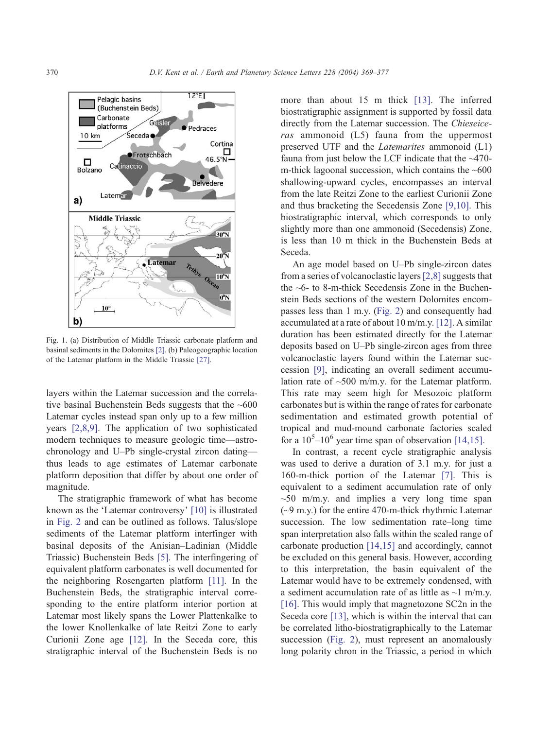Fig. 1. (a) Distribution of Middle Triassic carbonate platform and basinal sediments in the Dolomites [2]. (b) Paleogeographic location of the Latemar platform in the Middle Triassic [27].

layers within the Latemar succession and the correlative basinal Buchenstein Beds suggests that the ~600 Latemar cycles instead span only up to a few million years [2,8,9]. The application of two sophisticated modern techniques to measure geologic time—astrochronology and U–Pb single-crystal zircon dating—thus leads to age estimates of Latemar carbonate platform deposition that differ by about one order of magnitude.

The stratigraphic framework of what has become known as the 'Latemar controversy' [10] is illustrated in Fig. 2 and can be outlined as follows. Talus/slope sediments of the Latemar platform interfinger with basinal deposits of the Anisian–Ladinian (Middle Triassic) Buchenstein Beds [5]. The interfingering of equivalent platform carbonates is well documented for the neighboring Rosengarten platform [11]. In the Buchenstein Beds, the stratigraphic interval corresponding to the entire platform interior portion at Latemar most likely spans the Lower Plattenkalke to the lower Knollenkalke of late Reitzi Zone to early Curionii Zone age [12]. In the Seceda core, this stratigraphic interval of the Buchenstein Beds is no more than about 15 m thick [13]. The inferred biostratigraphic assignment is supported by fossil data directly from the Latemar succession. The *Chieseiceras* ammonoid (L5) fauna from the uppermost preserved UTF and the *Latemarites* ammonoid (L1) fauna from just below the LCF indicate that the ~470-m-thick lagoonal succession, which contains the ~600 shallowing-upward cycles, encompasses an interval from the late Reitzi Zone to the earliest Curionii Zone and thus bracketing the Secedensis Zone [9,10]. This biostratigraphic interval, which corresponds to only slightly more than one ammonoid (Secedensis) Zone, is less than 10 m thick in the Buchenstein Beds at Seceda.

An age model based on U–Pb single-zircon dates from a series of volcanoclastic layers [2,8] suggests that the ~6- to 8-m-thick Secedensis Zone in the Buchenstein Beds sections of the western Dolomites encompasses less than 1 m.y. (Fig. 2) and consequently had accumulated at a rate of about 10 m/m.y. [12]. A similar duration has been estimated directly for the Latemar deposits based on U–Pb single-zircon ages from three volcanoclastic layers found within the Latemar succession [9], indicating an overall sediment accumulation rate of ~500 m/m.y. for the Latemar platform. This rate may seem high for Mesozoic platform carbonates but is within the range of rates for carbonate sedimentation and estimated growth potential of tropical and mud-mound carbonate factories scaled for a $10^5$–$10^6$ year time span of observation [14,15].

In contrast, a recent cycle stratigraphic analysis was used to derive a duration of 3.1 m.y. for just a 160-m-thick portion of the Latemar [7]. This is equivalent to a sediment accumulation rate of only ~50 m/m.y. and implies a very long time span (~9 m.y.) for the entire 470-m-thick rhythmic Latemar succession. The low sedimentation rate–long time span interpretation also falls within the scaled range of carbonate production [14,15] and accordingly, cannot be excluded on this general basis. However, according to this interpretation, the basin equivalent of the Latemar would have to be extremely condensed, with a sediment accumulation rate of as little as ~1 m/m.y. [16]. This would imply that magnetozone SC2n in the Seceda core [13], which is within the interval that can be correlated litho-biostratigraphically to the Latemar succession (Fig. 2), must represent an anomalously long polarity chron in the Triassic, a period in which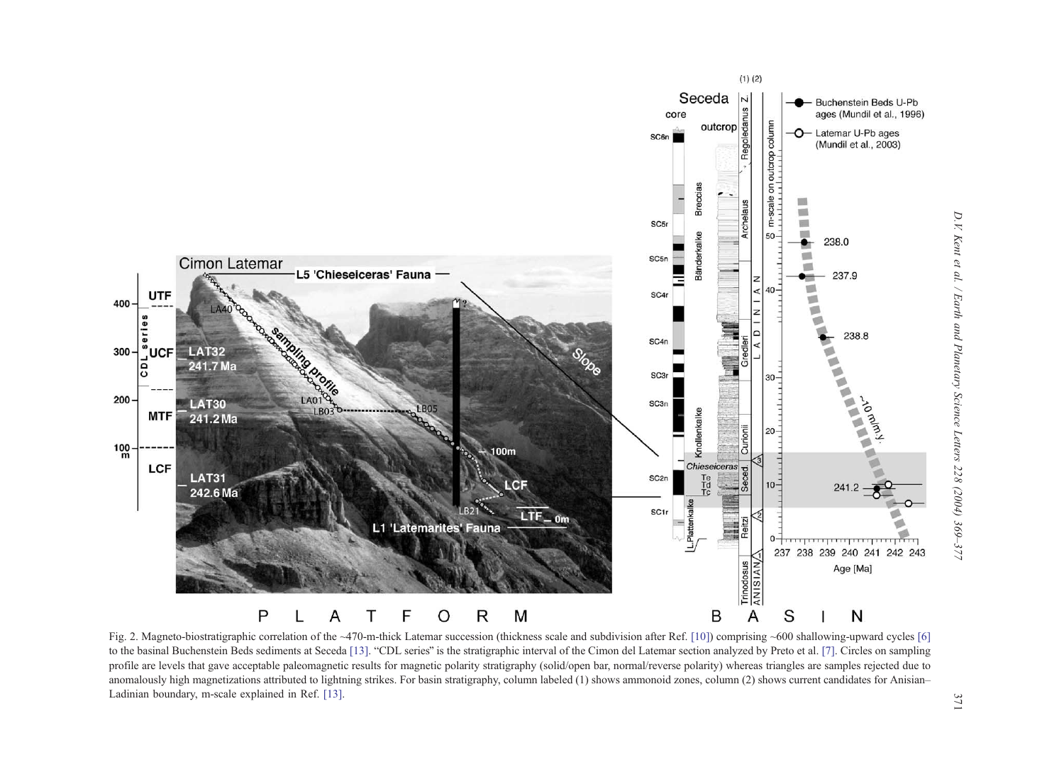Fig. 2. Magneto-biostratigraphic correlation of the ~470-m-thick Latemar succession (thickness scale and subdivision after Ref. [10]) comprising ~600 shallowing-upward cycles [6] to the basinal Buchenstein Beds sediments at Seceda [13]. "CDL series" is the stratigraphic interval of the Cimon del Latemar section analyzed by Preto et al. [7]. Circles on sampling profile are levels that gave acceptable paleomagnetic results for magnetic polarity stratigraphy (solid/open bar, normal/reverse polarity) whereas triangles are samples rejected due to anomalously high magnetizations attributed to lightning strikes. For basin stratigraphy, column labeled (1) shows ammonoid zones, column (2) shows current candidates for Anisian–Ladinian boundary, m-scale explained in Ref. [13].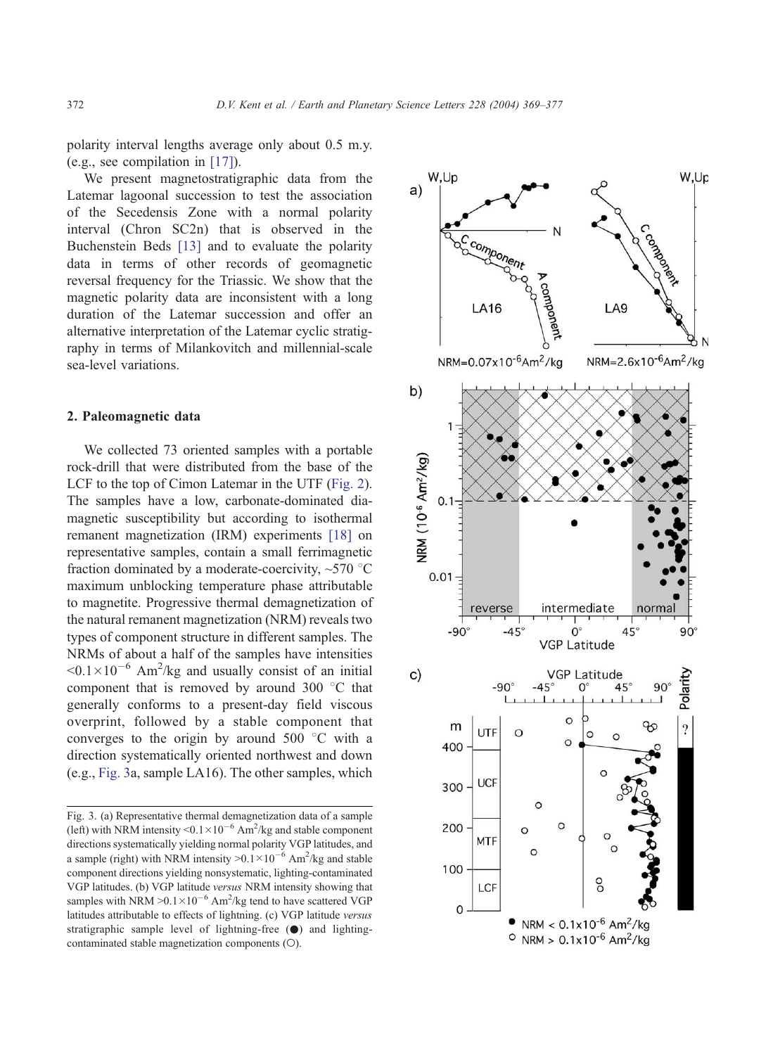polarity interval lengths average only about 0.5 m.y. (e.g., see compilation in [17]).

We present magnetostratigraphic data from the Latemar lagoonal succession to test the association of the Secedensis Zone with a normal polarity interval (Chron SC2n) that is observed in the Buchenstein Beds [13] and to evaluate the polarity data in terms of other records of geomagnetic reversal frequency for the Triassic. We show that the magnetic polarity data are inconsistent with a long duration of the Latemar succession and offer an alternative interpretation of the Latemar cyclic stratigraphy in terms of Milankovitch and millennial-scale sea-level variations.

## 2. Paleomagnetic data

We collected 73 oriented samples with a portable rock-drill that were distributed from the base of the LCF to the top of Cimon Latemar in the UTF (Fig. 2). The samples have a low, carbonate-dominated diamagnetic susceptibility but according to isothermal remanent magnetization (IRM) experiments [18] on representative samples, contain a small ferrimagnetic fraction dominated by a moderate-coercivity, ~570 °C maximum unblocking temperature phase attributable to magnetite. Progressive thermal demagnetization of the natural remanent magnetization (NRM) reveals two types of component structure in different samples. The NRMs of about a half of the samples have intensities $<0.1\times10^{-6}$ Am$^2$/kg and usually consist of an initial component that is removed by around 300 °C that generally conforms to a present-day field viscous overprint, followed by a stable component that converges to the origin by around 500 °C with a direction systematically oriented northwest and down (e.g., Fig. 3a, sample LA16). The other samples, which

Fig. 3. (a) Representative thermal demagnetization data of a sample (left) with NRM intensity $<0.1\times10^{-6}$ Am$^2$/kg and stable component directions systematically yielding normal polarity VGP latitudes, and a sample (right) with NRM intensity $>0.1\times10^{-6}$ Am$^2$/kg and stable component directions yielding nonsystematic, lighting-contaminated VGP latitudes. (b) VGP latitude *versus* NRM intensity showing that samples with NRM $>0.1\times10^{-6}$ Am$^2$/kg tend to have scattered VGP latitudes attributable to effects of lightning. (c) VGP latitude *versus* stratigraphic sample level of lightning-free (●) and lighting-contaminated stable magnetization components (○).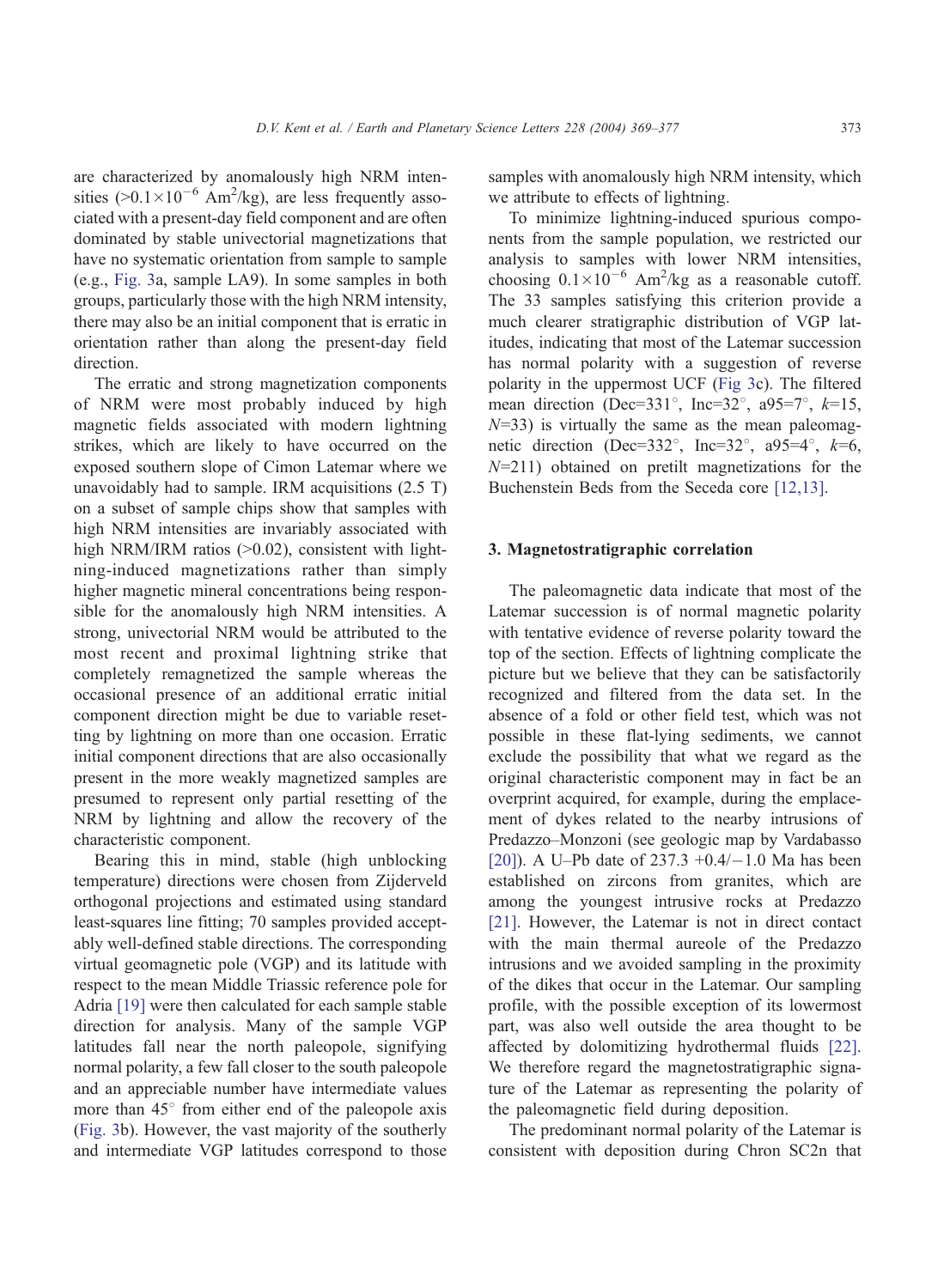are characterized by anomalously high NRM intensities (>$0.1\times10^{-6}$ $Am^2/kg$), are less frequently associated with a present-day field component and are often dominated by stable univectorial magnetizations that have no systematic orientation from sample to sample (e.g., Fig. 3a, sample LA9). In some samples in both groups, particularly those with the high NRM intensity, there may also be an initial component that is erratic in orientation rather than along the present-day field direction.

The erratic and strong magnetization components of NRM were most probably induced by high magnetic fields associated with modern lightning strikes, which are likely to have occurred on the exposed southern slope of Cimon Latemar where we unavoidably had to sample. IRM acquisitions (2.5 T) on a subset of sample chips show that samples with high NRM intensities are invariably associated with high NRM/IRM ratios (>0.02), consistent with lightning-induced magnetizations rather than simply higher magnetic mineral concentrations being responsible for the anomalously high NRM intensities. A strong, univectorial NRM would be attributed to the most recent and proximal lightning strike that completely remagnetized the sample whereas the occasional presence of an additional erratic initial component direction might be due to variable resetting by lightning on more than one occasion. Erratic initial component directions that are also occasionally present in the more weakly magnetized samples are presumed to represent only partial resetting of the NRM by lightning and allow the recovery of the characteristic component.

Bearing this in mind, stable (high unblocking temperature) directions were chosen from Zijderveld orthogonal projections and estimated using standard least-squares line fitting; 70 samples provided acceptably well-defined stable directions. The corresponding virtual geomagnetic pole (VGP) and its latitude with respect to the mean Middle Triassic reference pole for Adria [19] were then calculated for each sample stable direction for analysis. Many of the sample VGP latitudes fall near the north paleopole, signifying normal polarity, a few fall closer to the south paleopole and an appreciable number have intermediate values more than 45° from either end of the paleopole axis (Fig. 3b). However, the vast majority of the southerly and intermediate VGP latitudes correspond to those samples with anomalously high NRM intensity, which we attribute to effects of lightning.

To minimize lightning-induced spurious components from the sample population, we restricted our analysis to samples with lower NRM intensities, choosing $0.1\times10^{-6}$ $Am^2/kg$ as a reasonable cutoff. The 33 samples satisfying this criterion provide a much clearer stratigraphic distribution of VGP latitudes, indicating that most of the Latemar succession has normal polarity with a suggestion of reverse polarity in the uppermost UCF (Fig 3c). The filtered mean direction (Dec=331°, Inc=32°, a95=7°, $k$=15, $N$=33) is virtually the same as the mean paleomagnetic direction (Dec=332°, Inc=32°, a95=4°, $k$=6, $N$=211) obtained on pretilt magnetizations for the Buchenstein Beds from the Seceda core [12,13].

## 3. Magnetostratigraphic correlation

The paleomagnetic data indicate that most of the Latemar succession is of normal magnetic polarity with tentative evidence of reverse polarity toward the top of the section. Effects of lightning complicate the picture but we believe that they can be satisfactorily recognized and filtered from the data set. In the absence of a fold or other field test, which was not possible in these flat-lying sediments, we cannot exclude the possibility that what we regard as the original characteristic component may in fact be an overprint acquired, for example, during the emplacement of dykes related to the nearby intrusions of Predazzo–Monzoni (see geologic map by Vardabasso [20]). A U–Pb date of 237.3 +0.4/−1.0 Ma has been established on zircons from granites, which are among the youngest intrusive rocks at Predazzo [21]. However, the Latemar is not in direct contact with the main thermal aureole of the Predazzo intrusions and we avoided sampling in the proximity of the dikes that occur in the Latemar. Our sampling profile, with the possible exception of its lowermost part, was also well outside the area thought to be affected by dolomitizing hydrothermal fluids [22]. We therefore regard the magnetostratigraphic signature of the Latemar as representing the polarity of the paleomagnetic field during deposition.

The predominant normal polarity of the Latemar is consistent with deposition during Chron SC2n that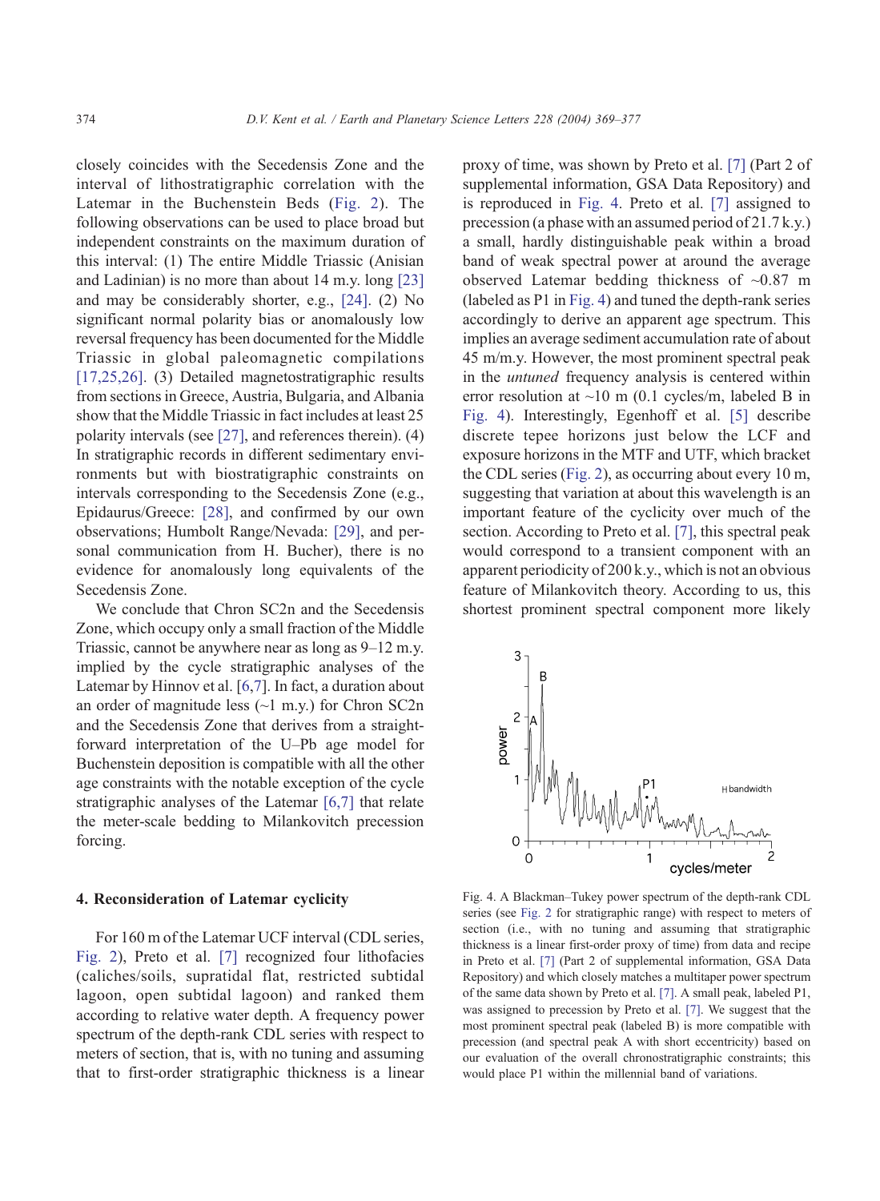closely coincides with the Secedensis Zone and the interval of lithostratigraphic correlation with the Latemar in the Buchenstein Beds (Fig. 2). The following observations can be used to place broad but independent constraints on the maximum duration of this interval: (1) The entire Middle Triassic (Anisian and Ladinian) is no more than about 14 m.y. long [23] and may be considerably shorter, e.g., [24]. (2) No significant normal polarity bias or anomalously low reversal frequency has been documented for the Middle Triassic in global paleomagnetic compilations [17,25,26]. (3) Detailed magnetostratigraphic results from sections in Greece, Austria, Bulgaria, and Albania show that the Middle Triassic in fact includes at least 25 polarity intervals (see [27], and references therein). (4) In stratigraphic records in different sedimentary environments but with biostratigraphic constraints on intervals corresponding to the Secedensis Zone (e.g., Epidaurus/Greece: [28], and confirmed by our own observations; Humbolt Range/Nevada: [29], and personal communication from H. Bucher), there is no evidence for anomalously long equivalents of the Secedensis Zone.

We conclude that Chron SC2n and the Secedensis Zone, which occupy only a small fraction of the Middle Triassic, cannot be anywhere near as long as 9–12 m.y. implied by the cycle stratigraphic analyses of the Latemar by Hinnov et al. [6,7]. In fact, a duration about an order of magnitude less (~1 m.y.) for Chron SC2n and the Secedensis Zone that derives from a straightforward interpretation of the U–Pb age model for Buchenstein deposition is compatible with all the other age constraints with the notable exception of the cycle stratigraphic analyses of the Latemar [6,7] that relate the meter-scale bedding to Milankovitch precession forcing.

## 4. Reconsideration of Latemar cyclicity

For 160 m of the Latemar UCF interval (CDL series, Fig. 2), Preto et al. [7] recognized four lithofacies (caliches/soils, supratidal flat, restricted subtidal lagoon, open subtidal lagoon) and ranked them according to relative water depth. A frequency power spectrum of the depth-rank CDL series with respect to meters of section, that is, with no tuning and assuming that to first-order stratigraphic thickness is a linear proxy of time, was shown by Preto et al. [7] (Part 2 of supplemental information, GSA Data Repository) and is reproduced in Fig. 4. Preto et al. [7] assigned to precession (a phase with an assumed period of 21.7 k.y.) a small, hardly distinguishable peak within a broad band of weak spectral power at around the average observed Latemar bedding thickness of ~0.87 m (labeled as P1 in Fig. 4) and tuned the depth-rank series accordingly to derive an apparent age spectrum. This implies an average sediment accumulation rate of about 45 m/m.y. However, the most prominent spectral peak in the *untuned* frequency analysis is centered within error resolution at ~10 m (0.1 cycles/m, labeled B in Fig. 4). Interestingly, Egenhoff et al. [5] describe discrete tepee horizons just below the LCF and exposure horizons in the MTF and UTF, which bracket the CDL series (Fig. 2), as occurring about every 10 m, suggesting that variation at about this wavelength is an important feature of the cyclicity over much of the section. According to Preto et al. [7], this spectral peak would correspond to a transient component with an apparent periodicity of 200 k.y., which is not an obvious feature of Milankovitch theory. According to us, this shortest prominent spectral component more likely

Fig. 4. A Blackman–Tukey power spectrum of the depth-rank CDL series (see Fig. 2 for stratigraphic range) with respect to meters of section (i.e., with no tuning and assuming that stratigraphic thickness is a linear first-order proxy of time) from data and recipe in Preto et al. [7] (Part 2 of supplemental information, GSA Data Repository) and which closely matches a multitaper power spectrum of the same data shown by Preto et al. [7]. A small peak, labeled P1, was assigned to precession by Preto et al. [7]. We suggest that the most prominent spectral peak (labeled B) is more compatible with precession (and spectral peak A with short eccentricity) based on our evaluation of the overall chronostratigraphic constraints; this would place P1 within the millennial band of variations.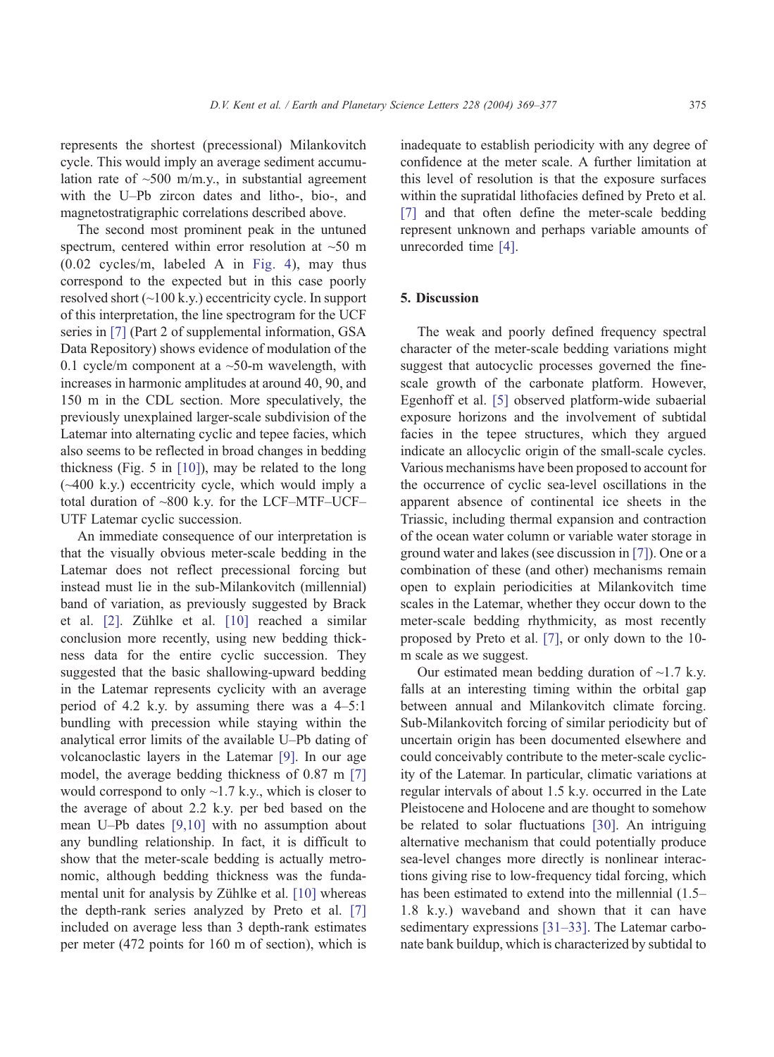represents the shortest (precessional) Milankovitch cycle. This would imply an average sediment accumulation rate of ~500 m/m.y., in substantial agreement with the U–Pb zircon dates and litho-, bio-, and magnetostratigraphic correlations described above.

The second most prominent peak in the untuned spectrum, centered within error resolution at ~50 m (0.02 cycles/m, labeled A in Fig. 4), may thus correspond to the expected but in this case poorly resolved short (~100 k.y.) eccentricity cycle. In support of this interpretation, the line spectrogram for the UCF series in [7] (Part 2 of supplemental information, GSA Data Repository) shows evidence of modulation of the 0.1 cycle/m component at a ~50-m wavelength, with increases in harmonic amplitudes at around 40, 90, and 150 m in the CDL section. More speculatively, the previously unexplained larger-scale subdivision of the Latemar into alternating cyclic and tepee facies, which also seems to be reflected in broad changes in bedding thickness (Fig. 5 in [10]), may be related to the long (~400 k.y.) eccentricity cycle, which would imply a total duration of ~800 k.y. for the LCF–MTF–UCF–UTF Latemar cyclic succession.

An immediate consequence of our interpretation is that the visually obvious meter-scale bedding in the Latemar does not reflect precessional forcing but instead must lie in the sub-Milankovitch (millennial) band of variation, as previously suggested by Brack et al. [2]. Zühlke et al. [10] reached a similar conclusion more recently, using new bedding thickness data for the entire cyclic succession. They suggested that the basic shallowing-upward bedding in the Latemar represents cyclicity with an average period of 4.2 k.y. by assuming there was a 4–5:1 bundling with precession while staying within the analytical error limits of the available U–Pb dating of volcanoclastic layers in the Latemar [9]. In our age model, the average bedding thickness of 0.87 m [7] would correspond to only ~1.7 k.y., which is closer to the average of about 2.2 k.y. per bed based on the mean U–Pb dates [9,10] with no assumption about any bundling relationship. In fact, it is difficult to show that the meter-scale bedding is actually metronomic, although bedding thickness was the fundamental unit for analysis by Zühlke et al. [10] whereas the depth-rank series analyzed by Preto et al. [7] included on average less than 3 depth-rank estimates per meter (472 points for 160 m of section), which is inadequate to establish periodicity with any degree of confidence at the meter scale. A further limitation at this level of resolution is that the exposure surfaces within the supratidal lithofacies defined by Preto et al. [7] and that often define the meter-scale bedding represent unknown and perhaps variable amounts of unrecorded time [4].

## 5. Discussion

The weak and poorly defined frequency spectral character of the meter-scale bedding variations might suggest that autocyclic processes governed the fine-scale growth of the carbonate platform. However, Egenhoff et al. [5] observed platform-wide subaerial exposure horizons and the involvement of subtidal facies in the tepee structures, which they argued indicate an allocyclic origin of the small-scale cycles. Various mechanisms have been proposed to account for the occurrence of cyclic sea-level oscillations in the apparent absence of continental ice sheets in the Triassic, including thermal expansion and contraction of the ocean water column or variable water storage in ground water and lakes (see discussion in [7]). One or a combination of these (and other) mechanisms remain open to explain periodicities at Milankovitch time scales in the Latemar, whether they occur down to the meter-scale bedding rhythmicity, as most recently proposed by Preto et al. [7], or only down to the 10-m scale as we suggest.

Our estimated mean bedding duration of ~1.7 k.y. falls at an interesting timing within the orbital gap between annual and Milankovitch climate forcing. Sub-Milankovitch forcing of similar periodicity but of uncertain origin has been documented elsewhere and could conceivably contribute to the meter-scale cyclicity of the Latemar. In particular, climatic variations at regular intervals of about 1.5 k.y. occurred in the Late Pleistocene and Holocene and are thought to somehow be related to solar fluctuations [30]. An intriguing alternative mechanism that could potentially produce sea-level changes more directly is nonlinear interactions giving rise to low-frequency tidal forcing, which has been estimated to extend into the millennial (1.5–1.8 k.y.) waveband and shown that it can have sedimentary expressions [31–33]. The Latemar carbonate bank buildup, which is characterized by subtidal to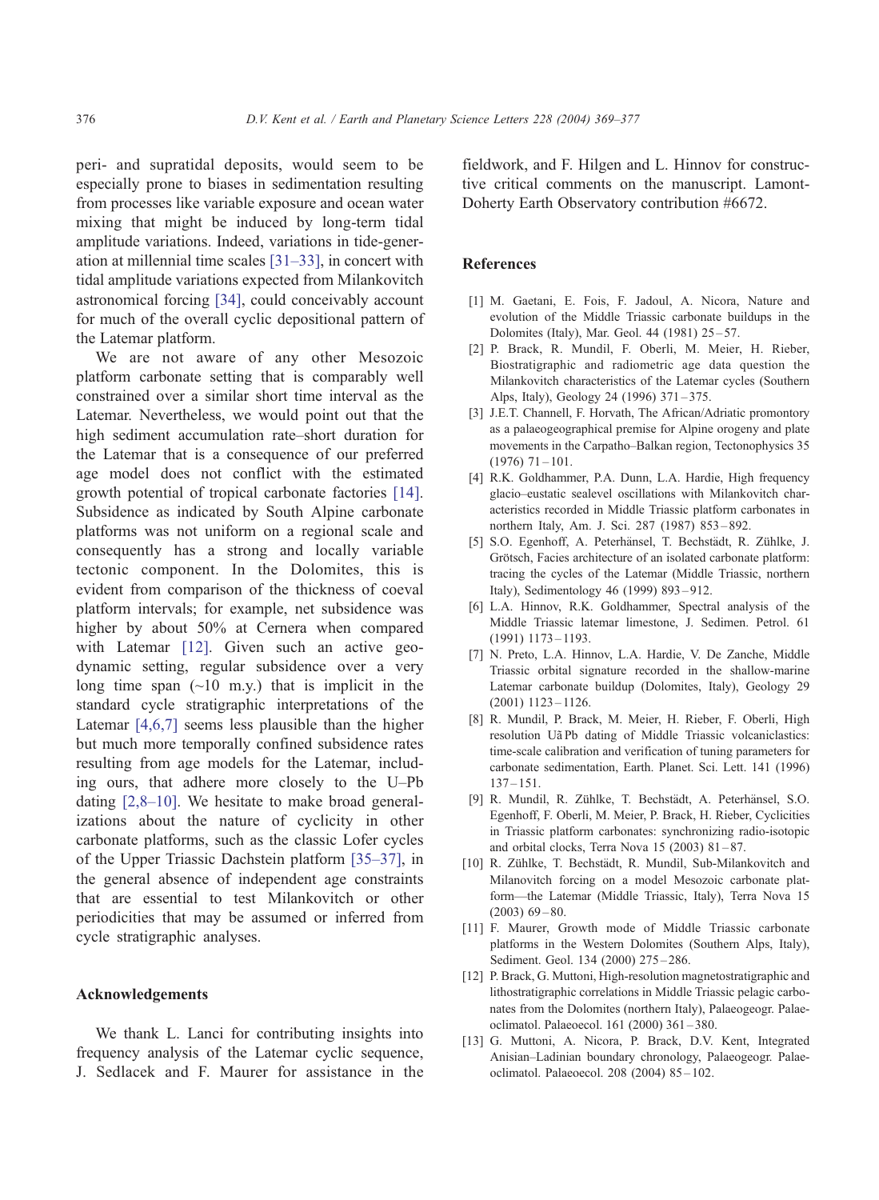peri- and supratidal deposits, would seem to be especially prone to biases in sedimentation resulting from processes like variable exposure and ocean water mixing that might be induced by long-term tidal amplitude variations. Indeed, variations in tide-generation at millennial time scales [31–33], in concert with tidal amplitude variations expected from Milankovitch astronomical forcing [34], could conceivably account for much of the overall cyclic depositional pattern of the Latemar platform.

We are not aware of any other Mesozoic platform carbonate setting that is comparably well constrained over a similar short time interval as the Latemar. Nevertheless, we would point out that the high sediment accumulation rate–short duration for the Latemar that is a consequence of our preferred age model does not conflict with the estimated growth potential of tropical carbonate factories [14]. Subsidence as indicated by South Alpine carbonate platforms was not uniform on a regional scale and consequently has a strong and locally variable tectonic component. In the Dolomites, this is evident from comparison of the thickness of coeval platform intervals; for example, net subsidence was higher by about 50% at Cernera when compared with Latemar [12]. Given such an active geodynamic setting, regular subsidence over a very long time span (~10 m.y.) that is implicit in the standard cycle stratigraphic interpretations of the Latemar [4,6,7] seems less plausible than the higher but much more temporally confined subsidence rates resulting from age models for the Latemar, including ours, that adhere more closely to the U–Pb dating [2,8–10]. We hesitate to make broad generalizations about the nature of cyclicity in other carbonate platforms, such as the classic Lofer cycles of the Upper Triassic Dachstein platform [35–37], in the general absence of independent age constraints that are essential to test Milankovitch or other periodicities that may be assumed or inferred from cycle stratigraphic analyses.

## Acknowledgements

We thank L. Lanci for contributing insights into frequency analysis of the Latemar cyclic sequence, J. Sedlacek and F. Maurer for assistance in the fieldwork, and F. Hilgen and L. Hinnov for constructive critical comments on the manuscript. Lamont-Doherty Earth Observatory contribution #6672.

## References

[1] M. Gaetani, E. Fois, F. Jadoul, A. Nicora, Nature and evolution of the Middle Triassic carbonate buildups in the Dolomites (Italy), Mar. Geol. 44 (1981) 25–57.

[2] P. Brack, R. Mundil, F. Oberli, M. Meier, H. Rieber, Biostratigraphic and radiometric age data question the Milankovitch characteristics of the Latemar cycles (Southern Alps, Italy), Geology 24 (1996) 371–375.

[3] J.E.T. Channell, F. Horvath, The African/Adriatic promontory as a palaeogeographical premise for Alpine orogeny and plate movements in the Carpatho–Balkan region, Tectonophysics 35 (1976) 71–101.

[4] R.K. Goldhammer, P.A. Dunn, L.A. Hardie, High frequency glacio–eustatic sealevel oscillations with Milankovitch characteristics recorded in Middle Triassic platform carbonates in northern Italy, Am. J. Sci. 287 (1987) 853–892.

[5] S.O. Egenhoff, A. Peterhänsel, T. Bechstädt, R. Zühlke, J. Grötsch, Facies architecture of an isolated carbonate platform: tracing the cycles of the Latemar (Middle Triassic, northern Italy), Sedimentology 46 (1999) 893–912.

[6] L.A. Hinnov, R.K. Goldhammer, Spectral analysis of the Middle Triassic latemar limestone, J. Sedimen. Petrol. 61 (1991) 1173–1193.

[7] N. Preto, L.A. Hinnov, L.A. Hardie, V. De Zanche, Middle Triassic orbital signature recorded in the shallow-marine Latemar carbonate buildup (Dolomites, Italy), Geology 29 (2001) 1123–1126.

[8] R. Mundil, P. Brack, M. Meier, H. Rieber, F. Oberli, High resolution UãPb dating of Middle Triassic volcaniclastics: time-scale calibration and verification of tuning parameters for carbonate sedimentation, Earth. Planet. Sci. Lett. 141 (1996) 137–151.

[9] R. Mundil, R. Zühlke, T. Bechstädt, A. Peterhänsel, S.O. Egenhoff, F. Oberli, M. Meier, P. Brack, H. Rieber, Cyclicities in Triassic platform carbonates: synchronizing radio-isotopic and orbital clocks, Terra Nova 15 (2003) 81–87.

[10] R. Zühlke, T. Bechstädt, R. Mundil, Sub-Milankovitch and Milanovitch forcing on a model Mesozoic carbonate platform—the Latemar (Middle Triassic, Italy), Terra Nova 15 (2003) 69–80.

[11] F. Maurer, Growth mode of Middle Triassic carbonate platforms in the Western Dolomites (Southern Alps, Italy), Sediment. Geol. 134 (2000) 275–286.

[12] P. Brack, G. Muttoni, High-resolution magnetostratigraphic and lithostratigraphic correlations in Middle Triassic pelagic carbonates from the Dolomites (northern Italy), Palaeogeogr. Palaeoclimatol. Palaeoecol. 161 (2000) 361–380.

[13] G. Muttoni, A. Nicora, P. Brack, D.V. Kent, Integrated Anisian–Ladinian boundary chronology, Palaeogeogr. Palaeoclimatol. Palaeoecol. 208 (2004) 85–102.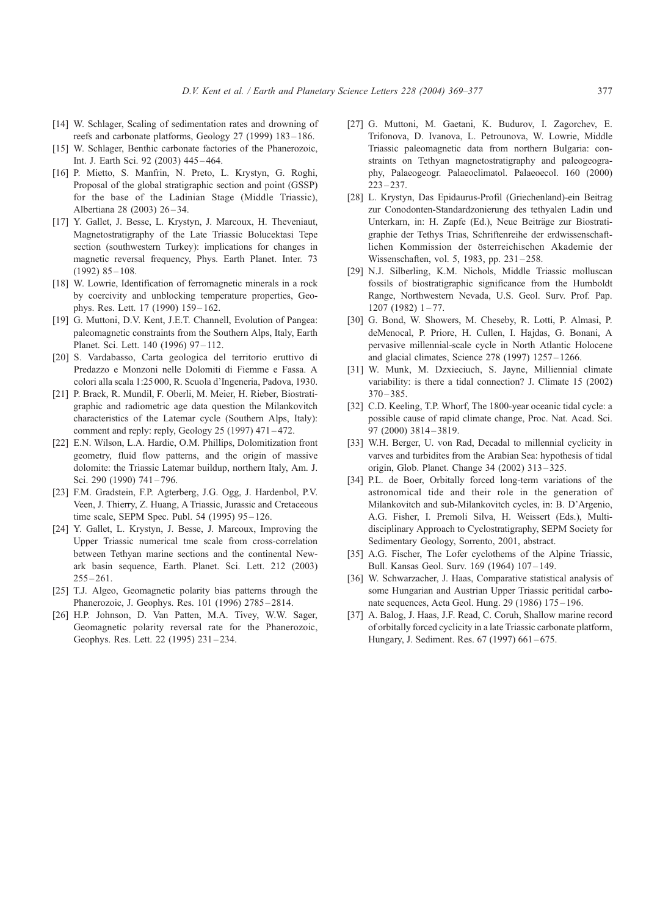[14] W. Schlager, Scaling of sedimentation rates and drowning of reefs and carbonate platforms, Geology 27 (1999) 183–186.

[15] W. Schlager, Benthic carbonate factories of the Phanerozoic, Int. J. Earth Sci. 92 (2003) 445–464.

[16] P. Mietto, S. Manfrin, N. Preto, L. Krystyn, G. Roghi, Proposal of the global stratigraphic section and point (GSSP) for the base of the Ladinian Stage (Middle Triassic), Albertiana 28 (2003) 26–34.

[17] Y. Gallet, J. Besse, L. Krystyn, J. Marcoux, H. Theveniaut, Magnetostratigraphy of the Late Triassic Bolucektasi Tepe section (southwestern Turkey): implications for changes in magnetic reversal frequency, Phys. Earth Planet. Inter. 73 (1992) 85–108.

[18] W. Lowrie, Identification of ferromagnetic minerals in a rock by coercivity and unblocking temperature properties, Geophys. Res. Lett. 17 (1990) 159–162.

[19] G. Muttoni, D.V. Kent, J.E.T. Channell, Evolution of Pangea: paleomagnetic constraints from the Southern Alps, Italy, Earth Planet. Sci. Lett. 140 (1996) 97–112.

[20] S. Vardabasso, Carta geologica del territorio eruttivo di Predazzo e Monzoni nelle Dolomiti di Fiemme e Fassa. A colori alla scala 1:25 000, R. Scuola d'Ingeneria, Padova, 1930.

[21] P. Brack, R. Mundil, F. Oberli, M. Meier, H. Rieber, Biostratigraphic and radiometric age data question the Milankovitch characteristics of the Latemar cycle (Southern Alps, Italy): comment and reply: reply, Geology 25 (1997) 471–472.

[22] E.N. Wilson, L.A. Hardie, O.M. Phillips, Dolomitization front geometry, fluid flow patterns, and the origin of massive dolomite: the Triassic Latemar buildup, northern Italy, Am. J. Sci. 290 (1990) 741–796.

[23] F.M. Gradstein, F.P. Agterberg, J.G. Ogg, J. Hardenbol, P.V. Veen, J. Thierry, Z. Huang, A Triassic, Jurassic and Cretaceous time scale, SEPM Spec. Publ. 54 (1995) 95–126.

[24] Y. Gallet, L. Krystyn, J. Besse, J. Marcoux, Improving the Upper Triassic numerical tme scale from cross-correlation between Tethyan marine sections and the continental Newark basin sequence, Earth. Planet. Sci. Lett. 212 (2003) 255–261.

[25] T.J. Algeo, Geomagnetic polarity bias patterns through the Phanerozoic, J. Geophys. Res. 101 (1996) 2785–2814.

[26] H.P. Johnson, D. Van Patten, M.A. Tivey, W.W. Sager, Geomagnetic polarity reversal rate for the Phanerozoic, Geophys. Res. Lett. 22 (1995) 231–234.

[27] G. Muttoni, M. Gaetani, K. Budurov, I. Zagorchev, E. Trifonova, D. Ivanova, L. Petrounova, W. Lowrie, Middle Triassic paleomagnetic data from northern Bulgaria: constraints on Tethyan magnetostratigraphy and paleogeography, Palaeogeogr. Palaeoclimatol. Palaeoecol. 160 (2000) 223–237.

[28] L. Krystyn, Das Epidaurus-Profil (Griechenland)-ein Beitrag zur Conodonten-Standardzonierung des tethyalen Ladin und Unterkarn, in: H. Zapfe (Ed.), Neue Beiträge zur Biostratigraphie der Tethys Trias, Schriftenreihe der erdwissenschaftlichen Kommission der österreichischen Akademie der Wissenschaften, vol. 5, 1983, pp. 231–258.

[29] N.J. Silberling, K.M. Nichols, Middle Triassic molluscan fossils of biostratigraphic significance from the Humboldt Range, Northwestern Nevada, U.S. Geol. Surv. Prof. Pap. 1207 (1982) 1–77.

[30] G. Bond, W. Showers, M. Cheseby, R. Lotti, P. Almasi, P. deMenocal, P. Priore, H. Cullen, I. Hajdas, G. Bonani, A pervasive millennial-scale cycle in North Atlantic Holocene and glacial climates, Science 278 (1997) 1257–1266.

[31] W. Munk, M. Dzxieciuch, S. Jayne, Milliennial climate variability: is there a tidal connection? J. Climate 15 (2002) 370–385.

[32] C.D. Keeling, T.P. Whorf, The 1800-year oceanic tidal cycle: a possible cause of rapid climate change, Proc. Nat. Acad. Sci. 97 (2000) 3814–3819.

[33] W.H. Berger, U. von Rad, Decadal to millennial cyclicity in varves and turbidites from the Arabian Sea: hypothesis of tidal origin, Glob. Planet. Change 34 (2002) 313–325.

[34] P.L. de Boer, Orbitally forced long-term variations of the astronomical tide and their role in the generation of Milankovitch and sub-Milankovitch cycles, in: B. D'Argenio, A.G. Fisher, I. Premoli Silva, H. Weissert (Eds.), Multidisciplinary Approach to Cyclostratigraphy, SEPM Society for Sedimentary Geology, Sorrento, 2001, abstract.

[35] A.G. Fischer, The Lofer cyclothems of the Alpine Triassic, Bull. Kansas Geol. Surv. 169 (1964) 107–149.

[36] W. Schwarzacher, J. Haas, Comparative statistical analysis of some Hungarian and Austrian Upper Triassic peritidal carbonate sequences, Acta Geol. Hung. 29 (1986) 175–196.

[37] A. Balog, J. Haas, J.F. Read, C. Coruh, Shallow marine record of orbitally forced cyclicity in a late Triassic carbonate platform, Hungary, J. Sediment. Res. 67 (1997) 661–675.